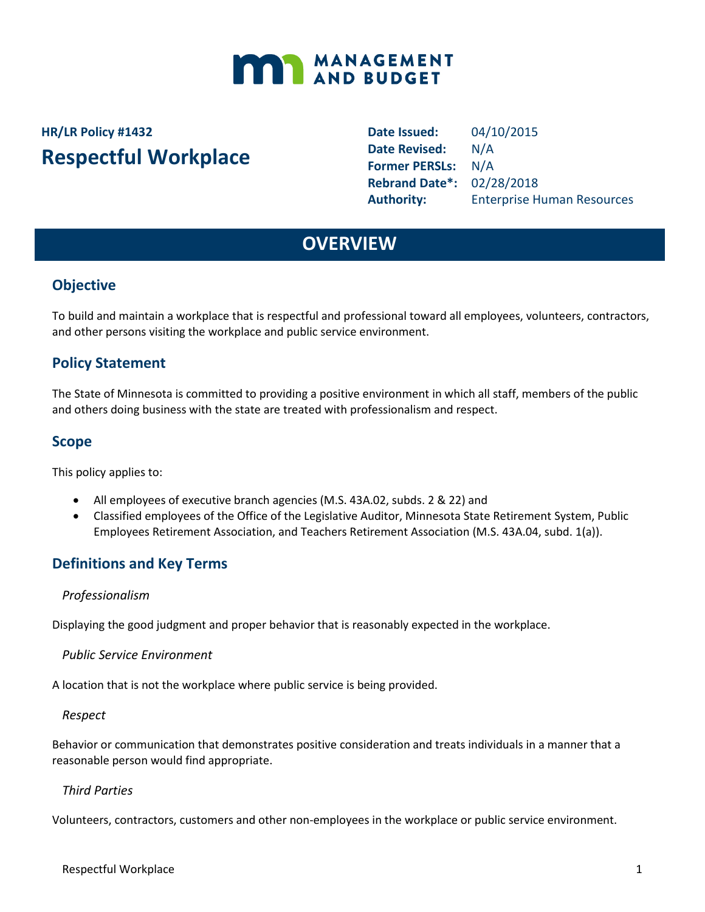MANAGEMENT AND BUDGET

**HR/LR Policy #1432**

# Respectful Workplace

**Date Issued:** 04/10/2015
**Date Revised:** N/A
**Former PERSLs:** N/A
**Rebrand Date*:** 02/28/2018
**Authority:** Enterprise Human Resources

# OVERVIEW

## Objective

To build and maintain a workplace that is respectful and professional toward all employees, volunteers, contractors, and other persons visiting the workplace and public service environment.

## Policy Statement

The State of Minnesota is committed to providing a positive environment in which all staff, members of the public and others doing business with the state are treated with professionalism and respect.

## Scope

This policy applies to:

- All employees of executive branch agencies (M.S. 43A.02, subds. 2 & 22) and
- Classified employees of the Office of the Legislative Auditor, Minnesota State Retirement System, Public Employees Retirement Association, and Teachers Retirement Association (M.S. 43A.04, subd. 1(a)).

## Definitions and Key Terms

*Professionalism*

Displaying the good judgment and proper behavior that is reasonably expected in the workplace.

*Public Service Environment*

A location that is not the workplace where public service is being provided.

*Respect*

Behavior or communication that demonstrates positive consideration and treats individuals in a manner that a reasonable person would find appropriate.

*Third Parties*

Volunteers, contractors, customers and other non-employees in the workplace or public service environment.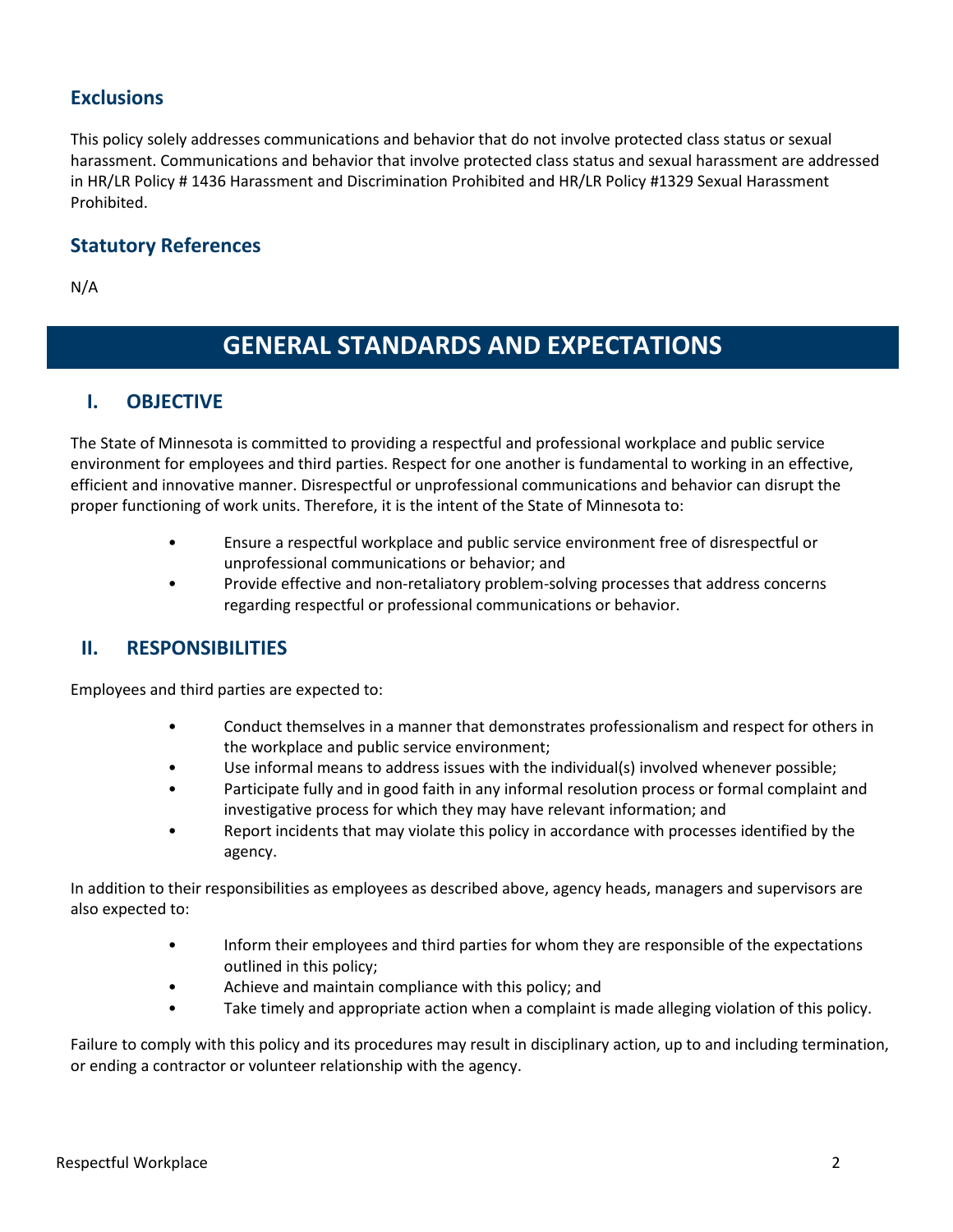## Exclusions

This policy solely addresses communications and behavior that do not involve protected class status or sexual harassment. Communications and behavior that involve protected class status and sexual harassment are addressed in HR/LR Policy # 1436 Harassment and Discrimination Prohibited and HR/LR Policy #1329 Sexual Harassment Prohibited.

## Statutory References

N/A

# GENERAL STANDARDS AND EXPECTATIONS

## I. OBJECTIVE

The State of Minnesota is committed to providing a respectful and professional workplace and public service environment for employees and third parties. Respect for one another is fundamental to working in an effective, efficient and innovative manner. Disrespectful or unprofessional communications and behavior can disrupt the proper functioning of work units. Therefore, it is the intent of the State of Minnesota to:

- Ensure a respectful workplace and public service environment free of disrespectful or unprofessional communications or behavior; and
- Provide effective and non-retaliatory problem-solving processes that address concerns regarding respectful or professional communications or behavior.

## II. RESPONSIBILITIES

Employees and third parties are expected to:

- Conduct themselves in a manner that demonstrates professionalism and respect for others in the workplace and public service environment;
- Use informal means to address issues with the individual(s) involved whenever possible;
- Participate fully and in good faith in any informal resolution process or formal complaint and investigative process for which they may have relevant information; and
- Report incidents that may violate this policy in accordance with processes identified by the agency.

In addition to their responsibilities as employees as described above, agency heads, managers and supervisors are also expected to:

- Inform their employees and third parties for whom they are responsible of the expectations outlined in this policy;
- Achieve and maintain compliance with this policy; and
- Take timely and appropriate action when a complaint is made alleging violation of this policy.

Failure to comply with this policy and its procedures may result in disciplinary action, up to and including termination, or ending a contractor or volunteer relationship with the agency.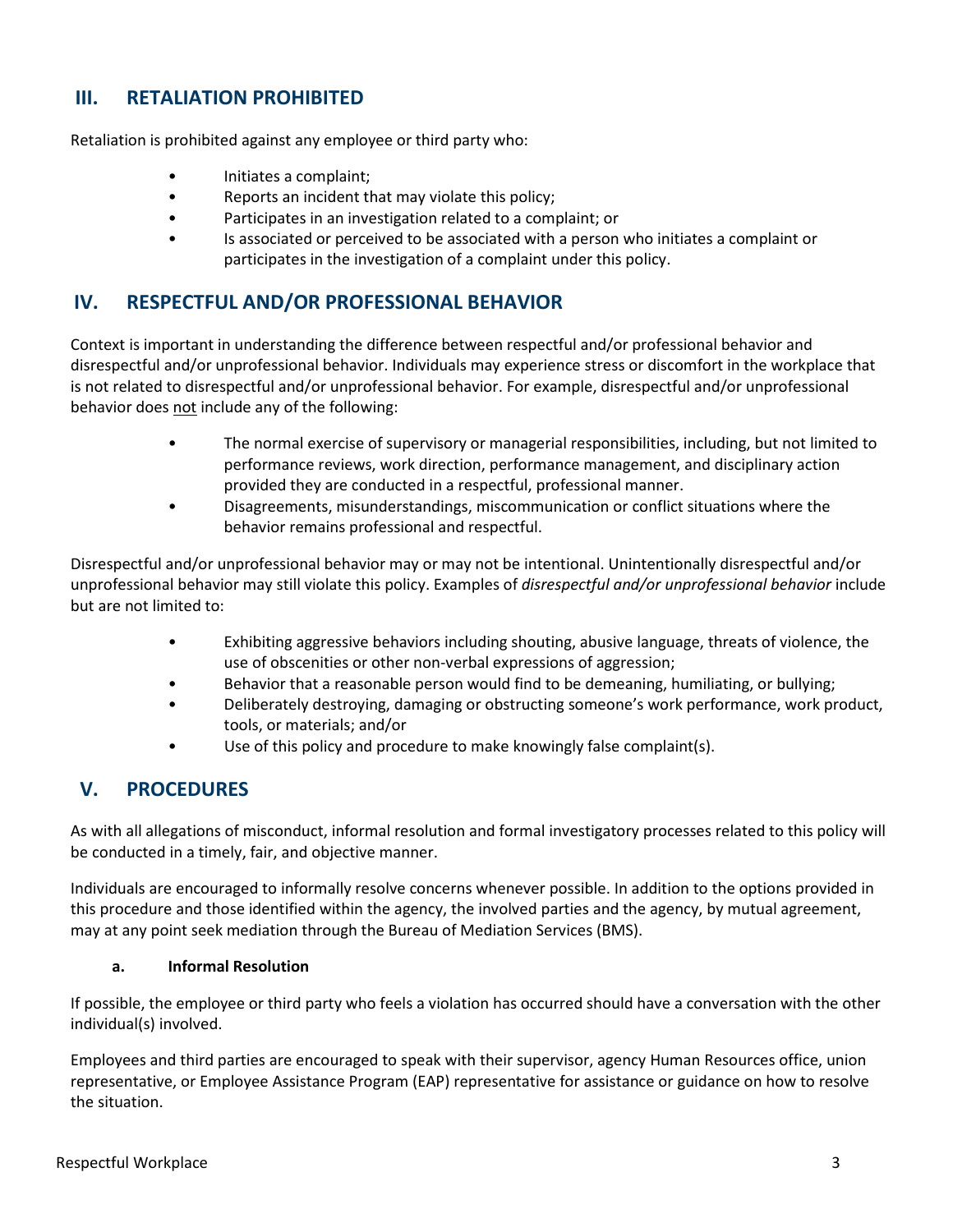## III. RETALIATION PROHIBITED

Retaliation is prohibited against any employee or third party who:

- Initiates a complaint;
- Reports an incident that may violate this policy;
- Participates in an investigation related to a complaint; or
- Is associated or perceived to be associated with a person who initiates a complaint or participates in the investigation of a complaint under this policy.

## IV. RESPECTFUL AND/OR PROFESSIONAL BEHAVIOR

Context is important in understanding the difference between respectful and/or professional behavior and disrespectful and/or unprofessional behavior. Individuals may experience stress or discomfort in the workplace that is not related to disrespectful and/or unprofessional behavior. For example, disrespectful and/or unprofessional behavior does not include any of the following:

- The normal exercise of supervisory or managerial responsibilities, including, but not limited to performance reviews, work direction, performance management, and disciplinary action provided they are conducted in a respectful, professional manner.
- Disagreements, misunderstandings, miscommunication or conflict situations where the behavior remains professional and respectful.

Disrespectful and/or unprofessional behavior may or may not be intentional. Unintentionally disrespectful and/or unprofessional behavior may still violate this policy. Examples of *disrespectful and/or unprofessional behavior* include but are not limited to:

- Exhibiting aggressive behaviors including shouting, abusive language, threats of violence, the use of obscenities or other non-verbal expressions of aggression;
- Behavior that a reasonable person would find to be demeaning, humiliating, or bullying;
- Deliberately destroying, damaging or obstructing someone's work performance, work product, tools, or materials; and/or
- Use of this policy and procedure to make knowingly false complaint(s).

## V. PROCEDURES

As with all allegations of misconduct, informal resolution and formal investigatory processes related to this policy will be conducted in a timely, fair, and objective manner.

Individuals are encouraged to informally resolve concerns whenever possible. In addition to the options provided in this procedure and those identified within the agency, the involved parties and the agency, by mutual agreement, may at any point seek mediation through the Bureau of Mediation Services (BMS).

### a. Informal Resolution

If possible, the employee or third party who feels a violation has occurred should have a conversation with the other individual(s) involved.

Employees and third parties are encouraged to speak with their supervisor, agency Human Resources office, union representative, or Employee Assistance Program (EAP) representative for assistance or guidance on how to resolve the situation.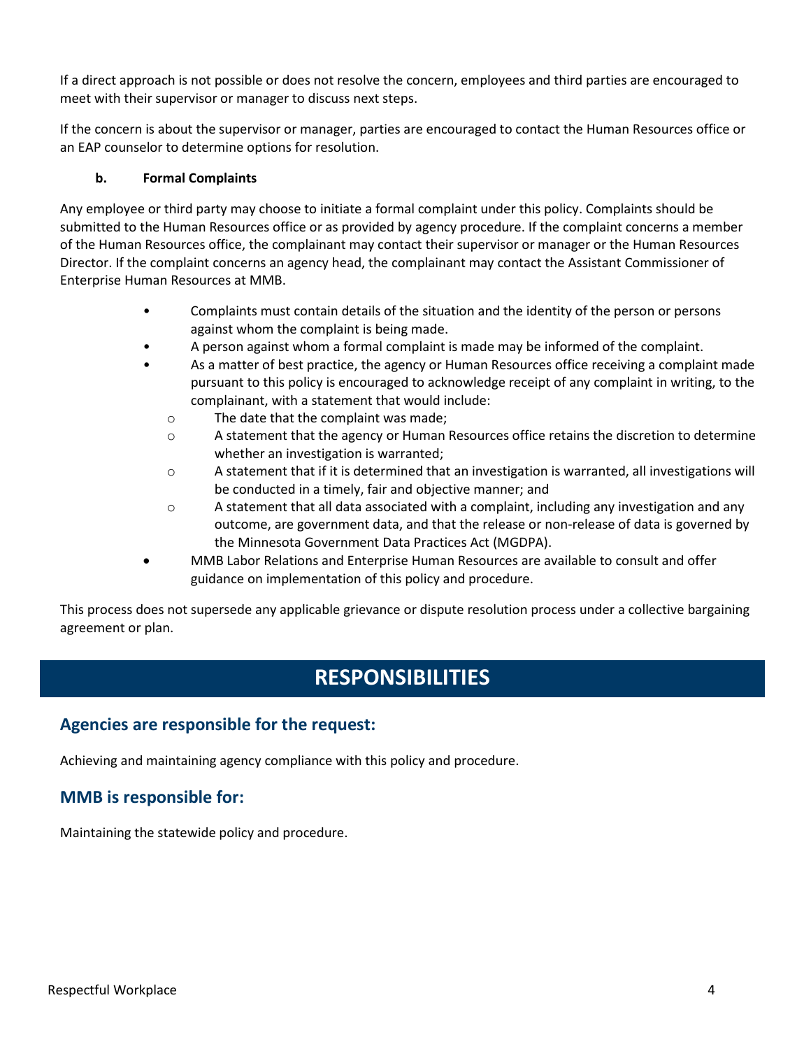If a direct approach is not possible or does not resolve the concern, employees and third parties are encouraged to meet with their supervisor or manager to discuss next steps.

If the concern is about the supervisor or manager, parties are encouraged to contact the Human Resources office or an EAP counselor to determine options for resolution.

**b. Formal Complaints**

Any employee or third party may choose to initiate a formal complaint under this policy. Complaints should be submitted to the Human Resources office or as provided by agency procedure. If the complaint concerns a member of the Human Resources office, the complainant may contact their supervisor or manager or the Human Resources Director. If the complaint concerns an agency head, the complainant may contact the Assistant Commissioner of Enterprise Human Resources at MMB.

- Complaints must contain details of the situation and the identity of the person or persons against whom the complaint is being made.
- A person against whom a formal complaint is made may be informed of the complaint.
- As a matter of best practice, the agency or Human Resources office receiving a complaint made pursuant to this policy is encouraged to acknowledge receipt of any complaint in writing, to the complainant, with a statement that would include:
  - The date that the complaint was made;
  - A statement that the agency or Human Resources office retains the discretion to determine whether an investigation is warranted;
  - A statement that if it is determined that an investigation is warranted, all investigations will be conducted in a timely, fair and objective manner; and
  - A statement that all data associated with a complaint, including any investigation and any outcome, are government data, and that the release or non-release of data is governed by the Minnesota Government Data Practices Act (MGDPA).
- MMB Labor Relations and Enterprise Human Resources are available to consult and offer guidance on implementation of this policy and procedure.

This process does not supersede any applicable grievance or dispute resolution process under a collective bargaining agreement or plan.

# RESPONSIBILITIES

## Agencies are responsible for the request:

Achieving and maintaining agency compliance with this policy and procedure.

## MMB is responsible for:

Maintaining the statewide policy and procedure.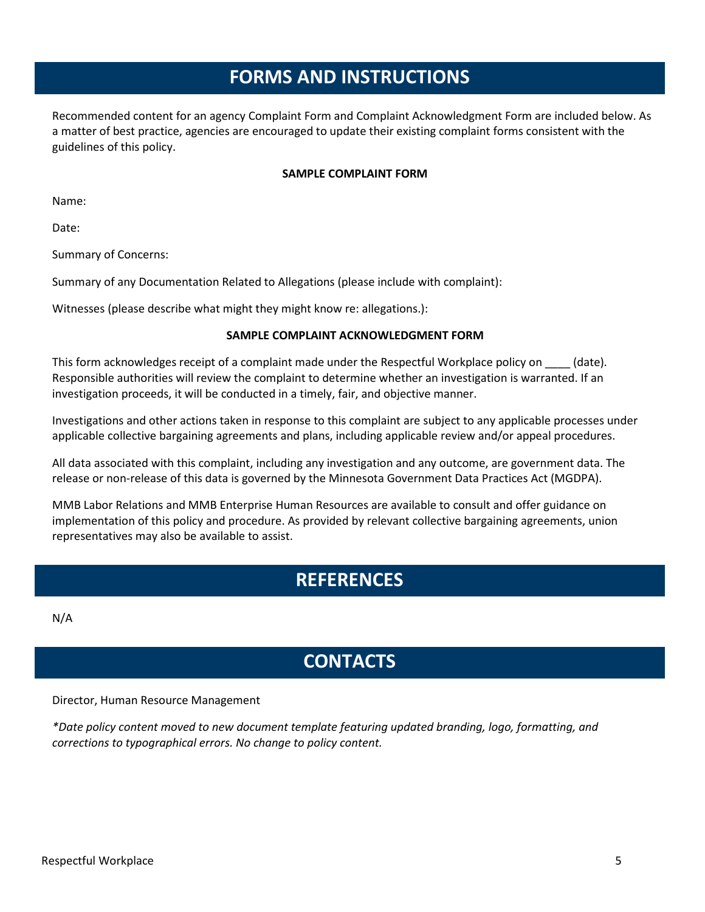## FORMS AND INSTRUCTIONS

Recommended content for an agency Complaint Form and Complaint Acknowledgment Form are included below. As a matter of best practice, agencies are encouraged to update their existing complaint forms consistent with the guidelines of this policy.

**SAMPLE COMPLAINT FORM**

Name:

Date:

Summary of Concerns:

Summary of any Documentation Related to Allegations (please include with complaint):

Witnesses (please describe what might they might know re: allegations.):

**SAMPLE COMPLAINT ACKNOWLEDGMENT FORM**

This form acknowledges receipt of a complaint made under the Respectful Workplace policy on ____ (date). Responsible authorities will review the complaint to determine whether an investigation is warranted. If an investigation proceeds, it will be conducted in a timely, fair, and objective manner.

Investigations and other actions taken in response to this complaint are subject to any applicable processes under applicable collective bargaining agreements and plans, including applicable review and/or appeal procedures.

All data associated with this complaint, including any investigation and any outcome, are government data. The release or non-release of this data is governed by the Minnesota Government Data Practices Act (MGDPA).

MMB Labor Relations and MMB Enterprise Human Resources are available to consult and offer guidance on implementation of this policy and procedure. As provided by relevant collective bargaining agreements, union representatives may also be available to assist.

## REFERENCES

N/A

## CONTACTS

Director, Human Resource Management

*\*Date policy content moved to new document template featuring updated branding, logo, formatting, and corrections to typographical errors. No change to policy content.*